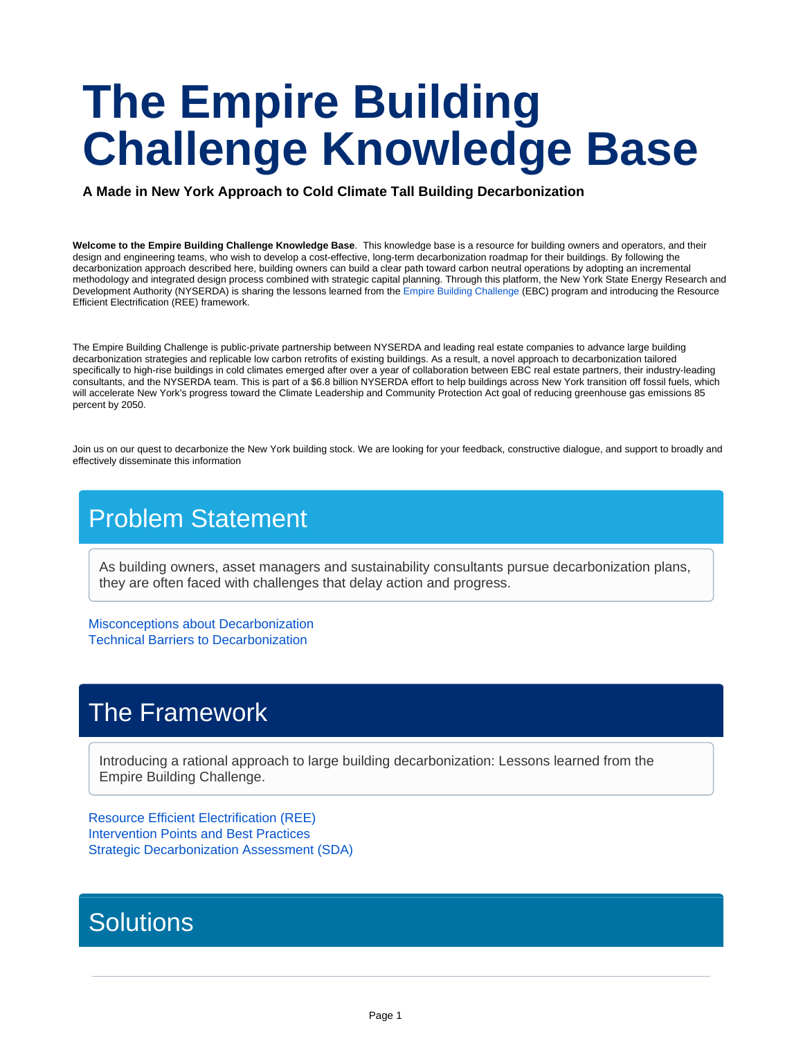# The Empire Building Challenge Knowledge Base

**A Made in New York Approach to Cold Climate Tall Building Decarbonization**

**Welcome to the Empire Building Challenge Knowledge Base**. This knowledge base is a resource for building owners and operators, and their design and engineering teams, who wish to develop a cost-effective, long-term decarbonization roadmap for their buildings. By following the decarbonization approach described here, building owners can build a clear path toward carbon neutral operations by adopting an incremental methodology and integrated design process combined with strategic capital planning. Through this platform, the New York State Energy Research and Development Authority (NYSERDA) is sharing the lessons learned from the Empire Building Challenge (EBC) program and introducing the Resource Efficient Electrification (REE) framework.

The Empire Building Challenge is public-private partnership between NYSERDA and leading real estate companies to advance large building decarbonization strategies and replicable low carbon retrofits of existing buildings. As a result, a novel approach to decarbonization tailored specifically to high-rise buildings in cold climates emerged after over a year of collaboration between EBC real estate partners, their industry-leading consultants, and the NYSERDA team. This is part of a $6.8 billion NYSERDA effort to help buildings across New York transition off fossil fuels, which will accelerate New York's progress toward the Climate Leadership and Community Protection Act goal of reducing greenhouse gas emissions 85 percent by 2050.

Join us on our quest to decarbonize the New York building stock. We are looking for your feedback, constructive dialogue, and support to broadly and effectively disseminate this information

## Problem Statement

As building owners, asset managers and sustainability consultants pursue decarbonization plans, they are often faced with challenges that delay action and progress.

Misconceptions about Decarbonization
Technical Barriers to Decarbonization

## The Framework

Introducing a rational approach to large building decarbonization: Lessons learned from the Empire Building Challenge.

Resource Efficient Electrification (REE)
Intervention Points and Best Practices
Strategic Decarbonization Assessment (SDA)

## Solutions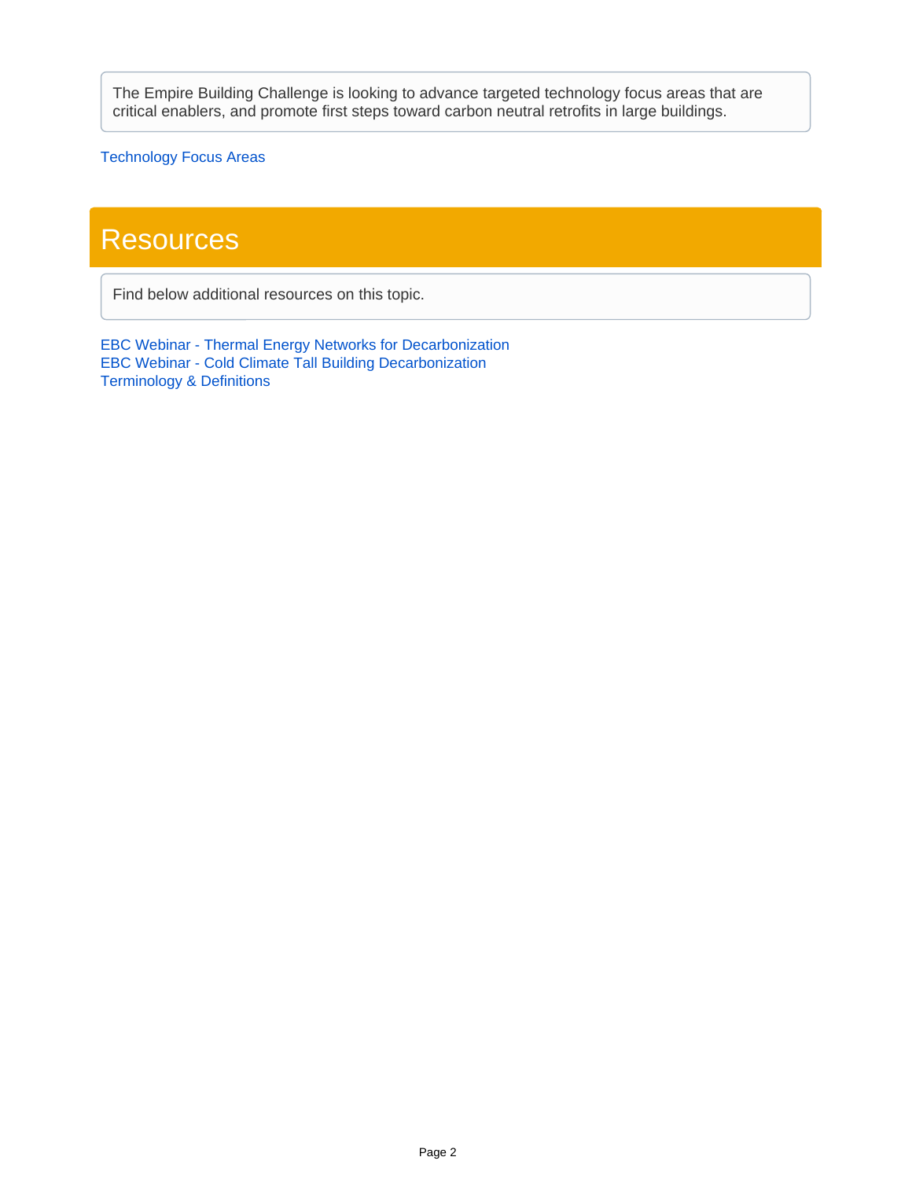The Empire Building Challenge is looking to advance targeted technology focus areas that are critical enablers, and promote first steps toward carbon neutral retrofits in large buildings.

Technology Focus Areas

# Resources

Find below additional resources on this topic.

EBC Webinar - Thermal Energy Networks for Decarbonization
EBC Webinar - Cold Climate Tall Building Decarbonization
Terminology & Definitions